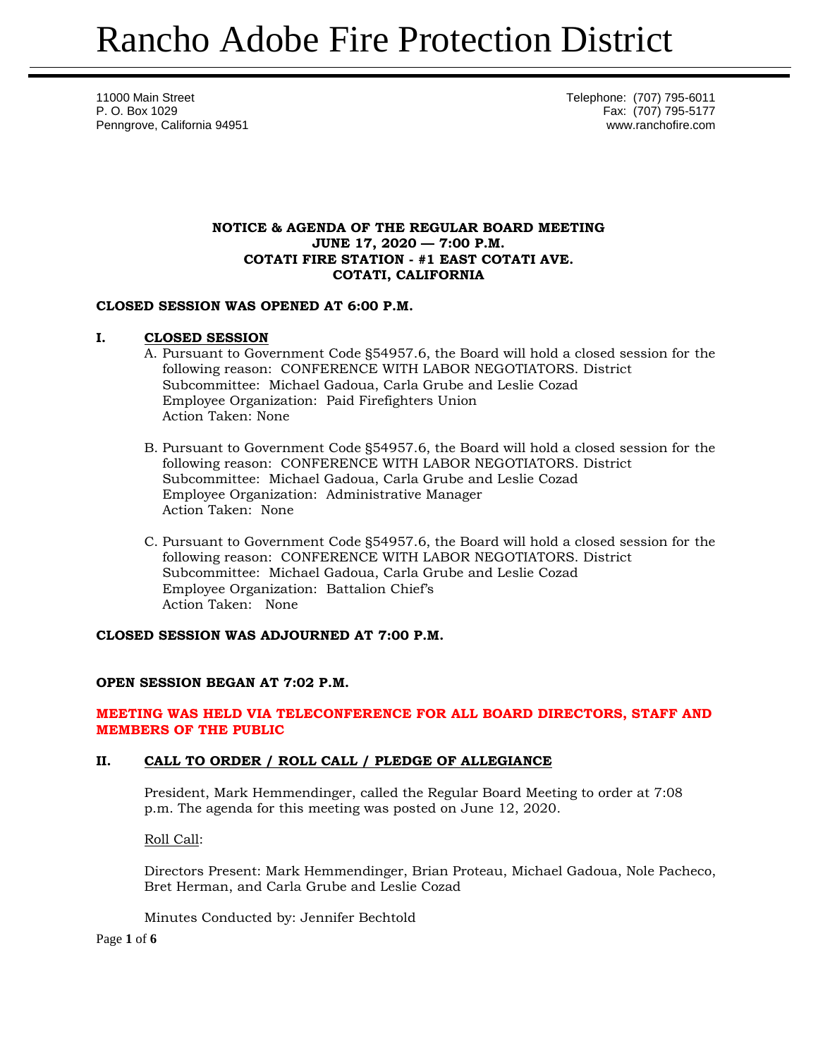# Rancho Adobe Fire Protection District

11000 Main Street
P. O. Box 1029
Penngrove, California 94951

Telephone: (707) 795-6011
Fax: (707) 795-5177
www.ranchofire.com

**NOTICE & AGENDA OF THE REGULAR BOARD MEETING**
**JUNE 17, 2020 — 7:00 P.M.**
**COTATI FIRE STATION - #1 EAST COTATI AVE.**
**COTATI, CALIFORNIA**

**CLOSED SESSION WAS OPENED AT 6:00 P.M.**

## I. CLOSED SESSION

A. Pursuant to Government Code §54957.6, the Board will hold a closed session for the following reason: CONFERENCE WITH LABOR NEGOTIATORS. District Subcommittee: Michael Gadoua, Carla Grube and Leslie Cozad
Employee Organization: Paid Firefighters Union
Action Taken: None

B. Pursuant to Government Code §54957.6, the Board will hold a closed session for the following reason: CONFERENCE WITH LABOR NEGOTIATORS. District Subcommittee: Michael Gadoua, Carla Grube and Leslie Cozad
Employee Organization: Administrative Manager
Action Taken: None

C. Pursuant to Government Code §54957.6, the Board will hold a closed session for the following reason: CONFERENCE WITH LABOR NEGOTIATORS. District Subcommittee: Michael Gadoua, Carla Grube and Leslie Cozad
Employee Organization: Battalion Chief's
Action Taken: None

**CLOSED SESSION WAS ADJOURNED AT 7:00 P.M.**

**OPEN SESSION BEGAN AT 7:02 P.M.**

**MEETING WAS HELD VIA TELECONFERENCE FOR ALL BOARD DIRECTORS, STAFF AND MEMBERS OF THE PUBLIC**

## II. CALL TO ORDER / ROLL CALL / PLEDGE OF ALLEGIANCE

President, Mark Hemmendinger, called the Regular Board Meeting to order at 7:08 p.m. The agenda for this meeting was posted on June 12, 2020.

Roll Call:

Directors Present: Mark Hemmendinger, Brian Proteau, Michael Gadoua, Nole Pacheco, Bret Herman, and Carla Grube and Leslie Cozad

Minutes Conducted by: Jennifer Bechtold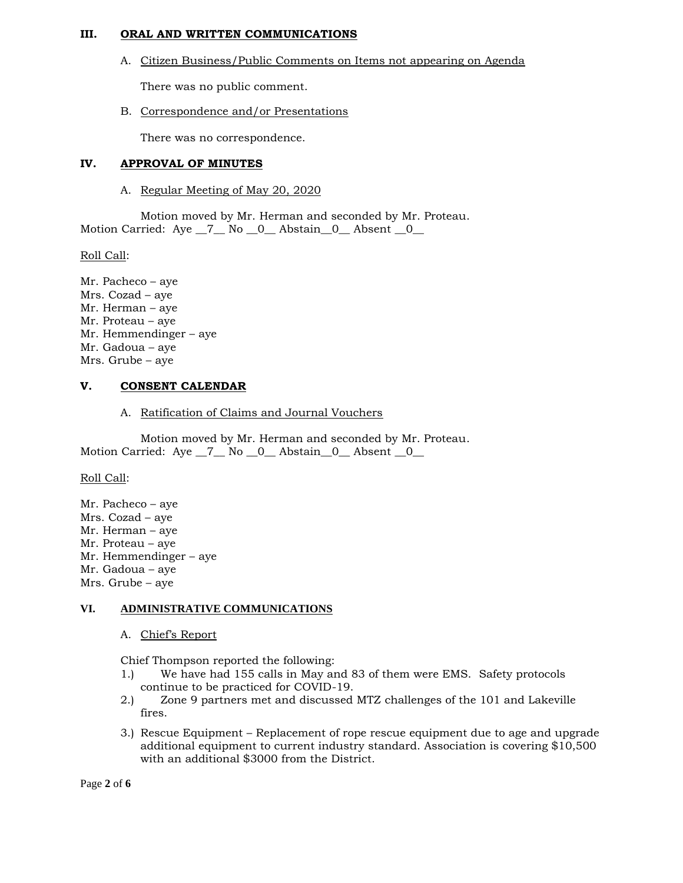## III. ORAL AND WRITTEN COMMUNICATIONS

A. Citizen Business/Public Comments on Items not appearing on Agenda

There was no public comment.

B. Correspondence and/or Presentations

There was no correspondence.

## IV. APPROVAL OF MINUTES

A. Regular Meeting of May 20, 2020

Motion moved by Mr. Herman and seconded by Mr. Proteau.
Motion Carried: Aye __7__ No __0__ Abstain__0__ Absent __0__

Roll Call:

Mr. Pacheco – aye
Mrs. Cozad – aye
Mr. Herman – aye
Mr. Proteau – aye
Mr. Hemmendinger – aye
Mr. Gadoua – aye
Mrs. Grube – aye

## V. CONSENT CALENDAR

A. Ratification of Claims and Journal Vouchers

Motion moved by Mr. Herman and seconded by Mr. Proteau.
Motion Carried: Aye __7__ No __0__ Abstain__0__ Absent __0__

Roll Call:

Mr. Pacheco – aye
Mrs. Cozad – aye
Mr. Herman – aye
Mr. Proteau – aye
Mr. Hemmendinger – aye
Mr. Gadoua – aye
Mrs. Grube – aye

## VI. ADMINISTRATIVE COMMUNICATIONS

A. Chief's Report

Chief Thompson reported the following:

1.) We have had 155 calls in May and 83 of them were EMS. Safety protocols continue to be practiced for COVID-19.
2.) Zone 9 partners met and discussed MTZ challenges of the 101 and Lakeville fires.
3.) Rescue Equipment – Replacement of rope rescue equipment due to age and upgrade additional equipment to current industry standard. Association is covering $10,500 with an additional $3000 from the District.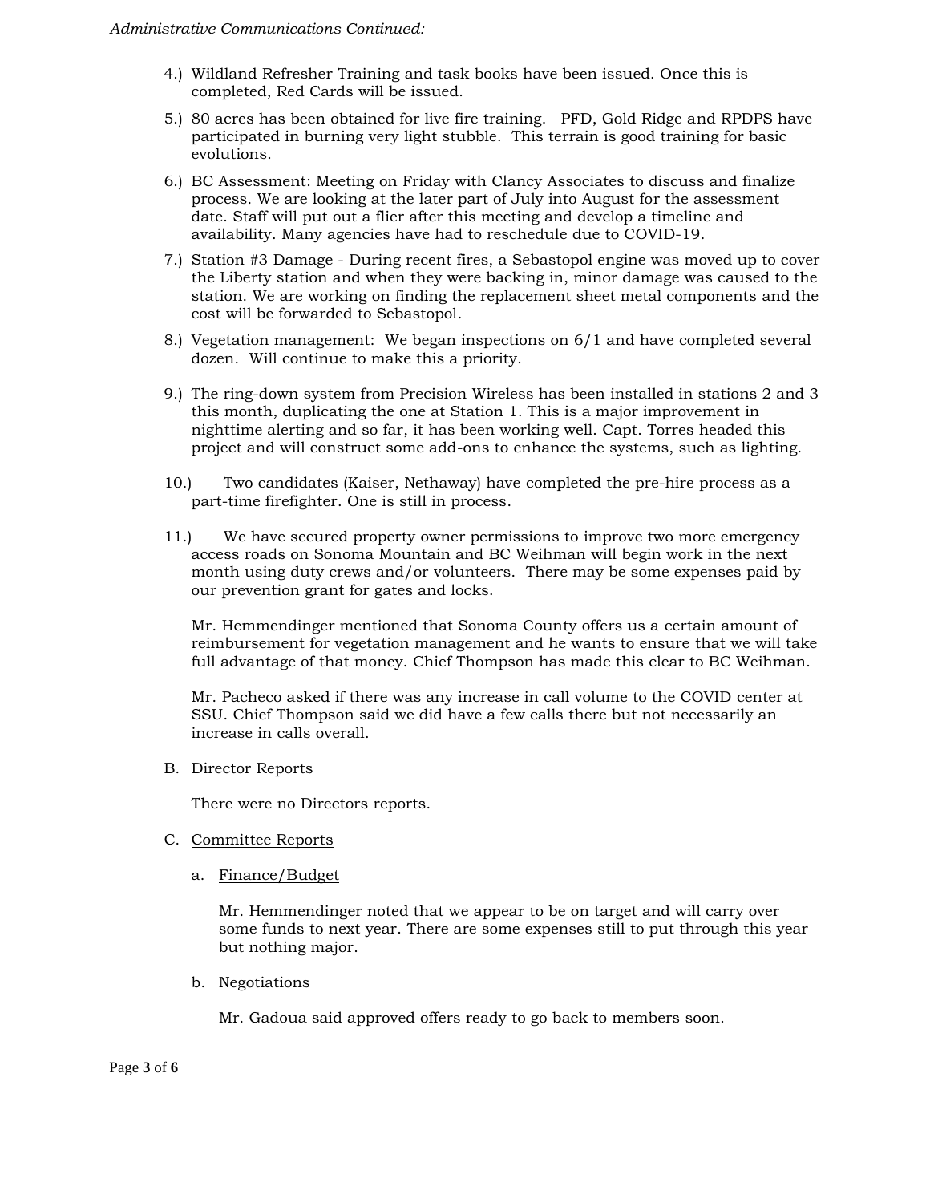*Administrative Communications Continued:*

4.) Wildland Refresher Training and task books have been issued. Once this is completed, Red Cards will be issued.

5.) 80 acres has been obtained for live fire training. PFD, Gold Ridge and RPDPS have participated in burning very light stubble. This terrain is good training for basic evolutions.

6.) BC Assessment: Meeting on Friday with Clancy Associates to discuss and finalize process. We are looking at the later part of July into August for the assessment date. Staff will put out a flier after this meeting and develop a timeline and availability. Many agencies have had to reschedule due to COVID-19.

7.) Station #3 Damage - During recent fires, a Sebastopol engine was moved up to cover the Liberty station and when they were backing in, minor damage was caused to the station. We are working on finding the replacement sheet metal components and the cost will be forwarded to Sebastopol.

8.) Vegetation management: We began inspections on 6/1 and have completed several dozen. Will continue to make this a priority.

9.) The ring-down system from Precision Wireless has been installed in stations 2 and 3 this month, duplicating the one at Station 1. This is a major improvement in nighttime alerting and so far, it has been working well. Capt. Torres headed this project and will construct some add-ons to enhance the systems, such as lighting.

10.) Two candidates (Kaiser, Nethaway) have completed the pre-hire process as a part-time firefighter. One is still in process.

11.) We have secured property owner permissions to improve two more emergency access roads on Sonoma Mountain and BC Weihman will begin work in the next month using duty crews and/or volunteers. There may be some expenses paid by our prevention grant for gates and locks.

Mr. Hemmendinger mentioned that Sonoma County offers us a certain amount of reimbursement for vegetation management and he wants to ensure that we will take full advantage of that money. Chief Thompson has made this clear to BC Weihman.

Mr. Pacheco asked if there was any increase in call volume to the COVID center at SSU. Chief Thompson said we did have a few calls there but not necessarily an increase in calls overall.

B. Director Reports

There were no Directors reports.

C. Committee Reports

a. Finance/Budget

Mr. Hemmendinger noted that we appear to be on target and will carry over some funds to next year. There are some expenses still to put through this year but nothing major.

b. Negotiations

Mr. Gadoua said approved offers ready to go back to members soon.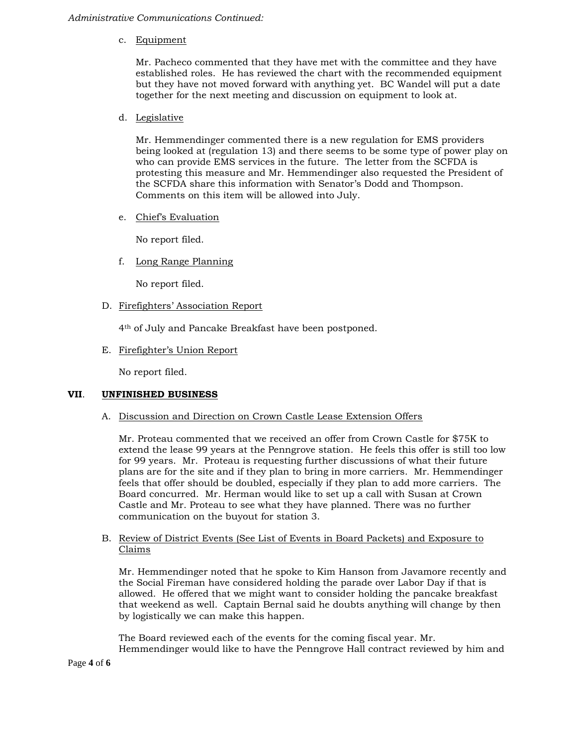*Administrative Communications Continued:*

c. Equipment

Mr. Pacheco commented that they have met with the committee and they have established roles. He has reviewed the chart with the recommended equipment but they have not moved forward with anything yet. BC Wandel will put a date together for the next meeting and discussion on equipment to look at.

d. Legislative

Mr. Hemmendinger commented there is a new regulation for EMS providers being looked at (regulation 13) and there seems to be some type of power play on who can provide EMS services in the future. The letter from the SCFDA is protesting this measure and Mr. Hemmendinger also requested the President of the SCFDA share this information with Senator's Dodd and Thompson. Comments on this item will be allowed into July.

e. Chief's Evaluation

No report filed.

f. Long Range Planning

No report filed.

D. Firefighters' Association Report

4th of July and Pancake Breakfast have been postponed.

E. Firefighter's Union Report

No report filed.

## VII. UNFINISHED BUSINESS

A. Discussion and Direction on Crown Castle Lease Extension Offers

Mr. Proteau commented that we received an offer from Crown Castle for $75K to extend the lease 99 years at the Penngrove station. He feels this offer is still too low for 99 years. Mr. Proteau is requesting further discussions of what their future plans are for the site and if they plan to bring in more carriers. Mr. Hemmendinger feels that offer should be doubled, especially if they plan to add more carriers. The Board concurred. Mr. Herman would like to set up a call with Susan at Crown Castle and Mr. Proteau to see what they have planned. There was no further communication on the buyout for station 3.

B. Review of District Events (See List of Events in Board Packets) and Exposure to Claims

Mr. Hemmendinger noted that he spoke to Kim Hanson from Javamore recently and the Social Fireman have considered holding the parade over Labor Day if that is allowed. He offered that we might want to consider holding the pancake breakfast that weekend as well. Captain Bernal said he doubts anything will change by then by logistically we can make this happen.

The Board reviewed each of the events for the coming fiscal year. Mr. Hemmendinger would like to have the Penngrove Hall contract reviewed by him and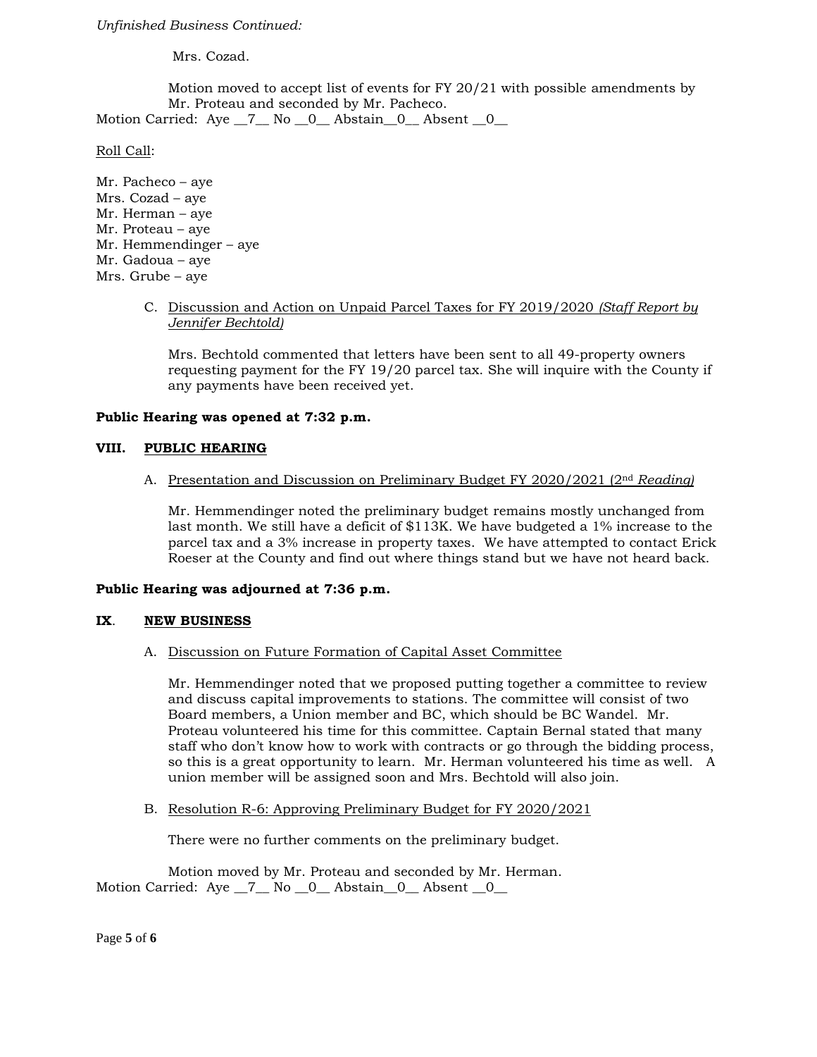*Unfinished Business Continued:*

Mrs. Cozad.

Motion moved to accept list of events for FY 20/21 with possible amendments by Mr. Proteau and seconded by Mr. Pacheco.

Motion Carried: Aye __7__ No __0__ Abstain__0__ Absent __0__

Roll Call:

Mr. Pacheco – aye
Mrs. Cozad – aye
Mr. Herman – aye
Mr. Proteau – aye
Mr. Hemmendinger – aye
Mr. Gadoua – aye
Mrs. Grube – aye

C. Discussion and Action on Unpaid Parcel Taxes for FY 2019/2020 *(Staff Report by Jennifer Bechtold)*

Mrs. Bechtold commented that letters have been sent to all 49-property owners requesting payment for the FY 19/20 parcel tax. She will inquire with the County if any payments have been received yet.

**Public Hearing was opened at 7:32 p.m.**

## VIII. PUBLIC HEARING

A. Presentation and Discussion on Preliminary Budget FY 2020/2021 (2nd *Reading)*

Mr. Hemmendinger noted the preliminary budget remains mostly unchanged from last month. We still have a deficit of $113K. We have budgeted a 1% increase to the parcel tax and a 3% increase in property taxes. We have attempted to contact Erick Roeser at the County and find out where things stand but we have not heard back.

**Public Hearing was adjourned at 7:36 p.m.**

## IX. NEW BUSINESS

A. Discussion on Future Formation of Capital Asset Committee

Mr. Hemmendinger noted that we proposed putting together a committee to review and discuss capital improvements to stations. The committee will consist of two Board members, a Union member and BC, which should be BC Wandel. Mr. Proteau volunteered his time for this committee. Captain Bernal stated that many staff who don't know how to work with contracts or go through the bidding process, so this is a great opportunity to learn. Mr. Herman volunteered his time as well. A union member will be assigned soon and Mrs. Bechtold will also join.

B. Resolution R-6: Approving Preliminary Budget for FY 2020/2021

There were no further comments on the preliminary budget.

Motion moved by Mr. Proteau and seconded by Mr. Herman.

Motion Carried: Aye __7__ No __0__ Abstain__0__ Absent __0__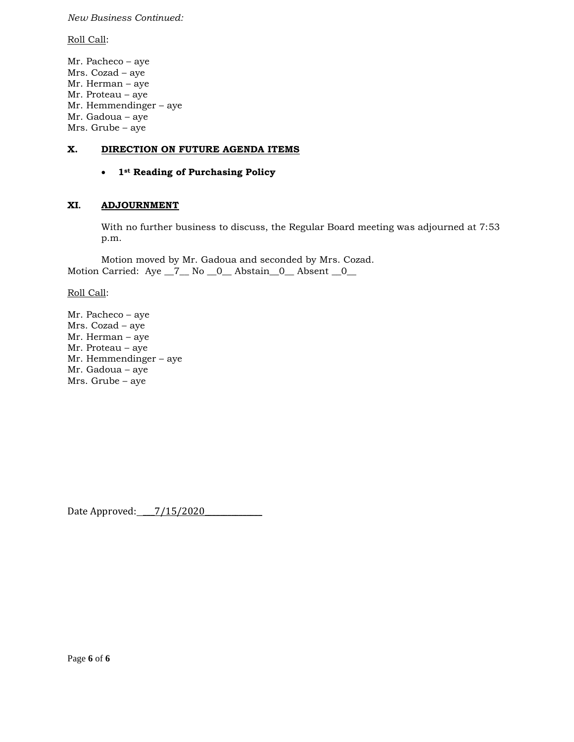*New Business Continued:*

Roll Call:

Mr. Pacheco – aye
Mrs. Cozad – aye
Mr. Herman – aye
Mr. Proteau – aye
Mr. Hemmendinger – aye
Mr. Gadoua – aye
Mrs. Grube – aye

## X. DIRECTION ON FUTURE AGENDA ITEMS

- **1st Reading of Purchasing Policy**

## XI. ADJOURNMENT

With no further business to discuss, the Regular Board meeting was adjourned at 7:53 p.m.

Motion moved by Mr. Gadoua and seconded by Mrs. Cozad.
Motion Carried: Aye __7__ No __0__ Abstain__0__ Absent __0__

Roll Call:

Mr. Pacheco – aye
Mrs. Cozad – aye
Mr. Herman – aye
Mr. Proteau – aye
Mr. Hemmendinger – aye
Mr. Gadoua – aye
Mrs. Grube – aye

Date Approved: ___7/15/2020_____________